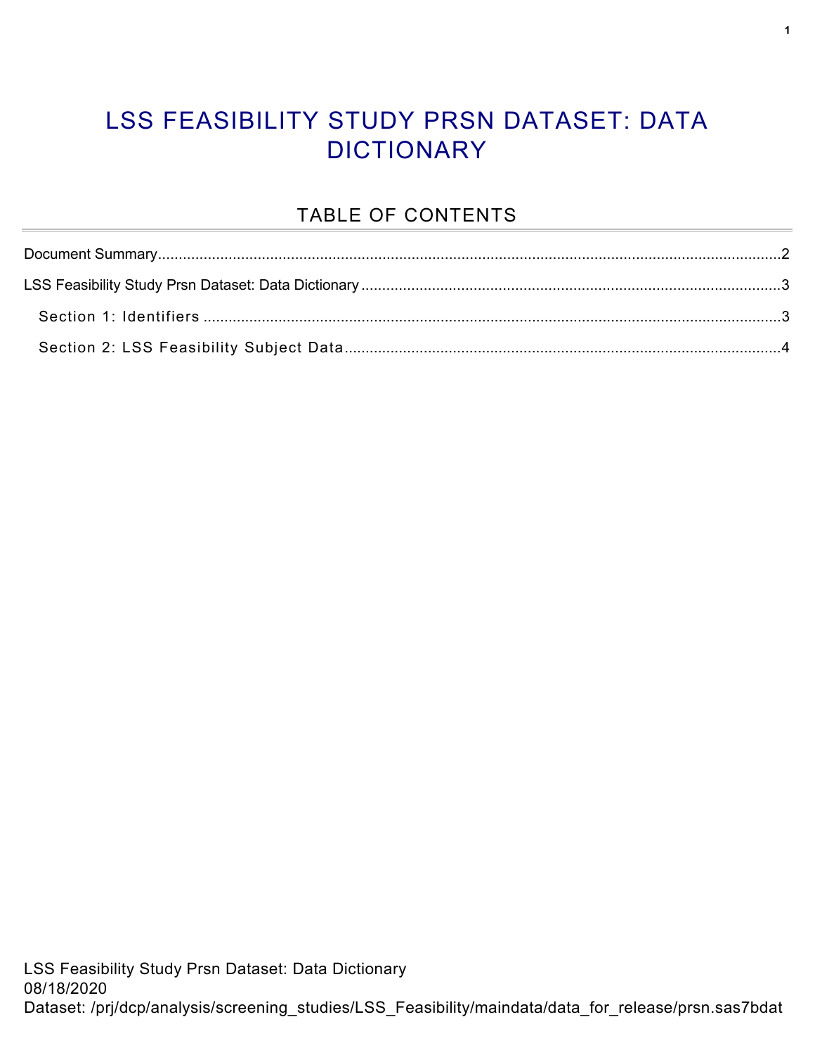# LSS FEASIBILITY STUDY PRSN DATASET: DATA DICTIONARY

## TABLE OF CONTENTS

Document Summary....................................................................................................................................2

LSS Feasibility Study Prsn Dataset: Data Dictionary....................................................................................3

Section 1: Identifiers ..............................................................................................................................3

Section 2: LSS Feasibility Subject Data ..................................................................................................4

LSS Feasibility Study Prsn Dataset: Data Dictionary
08/18/2020
Dataset: /prj/dcp/analysis/screening_studies/LSS_Feasibility/maindata/data_for_release/prsn.sas7bdat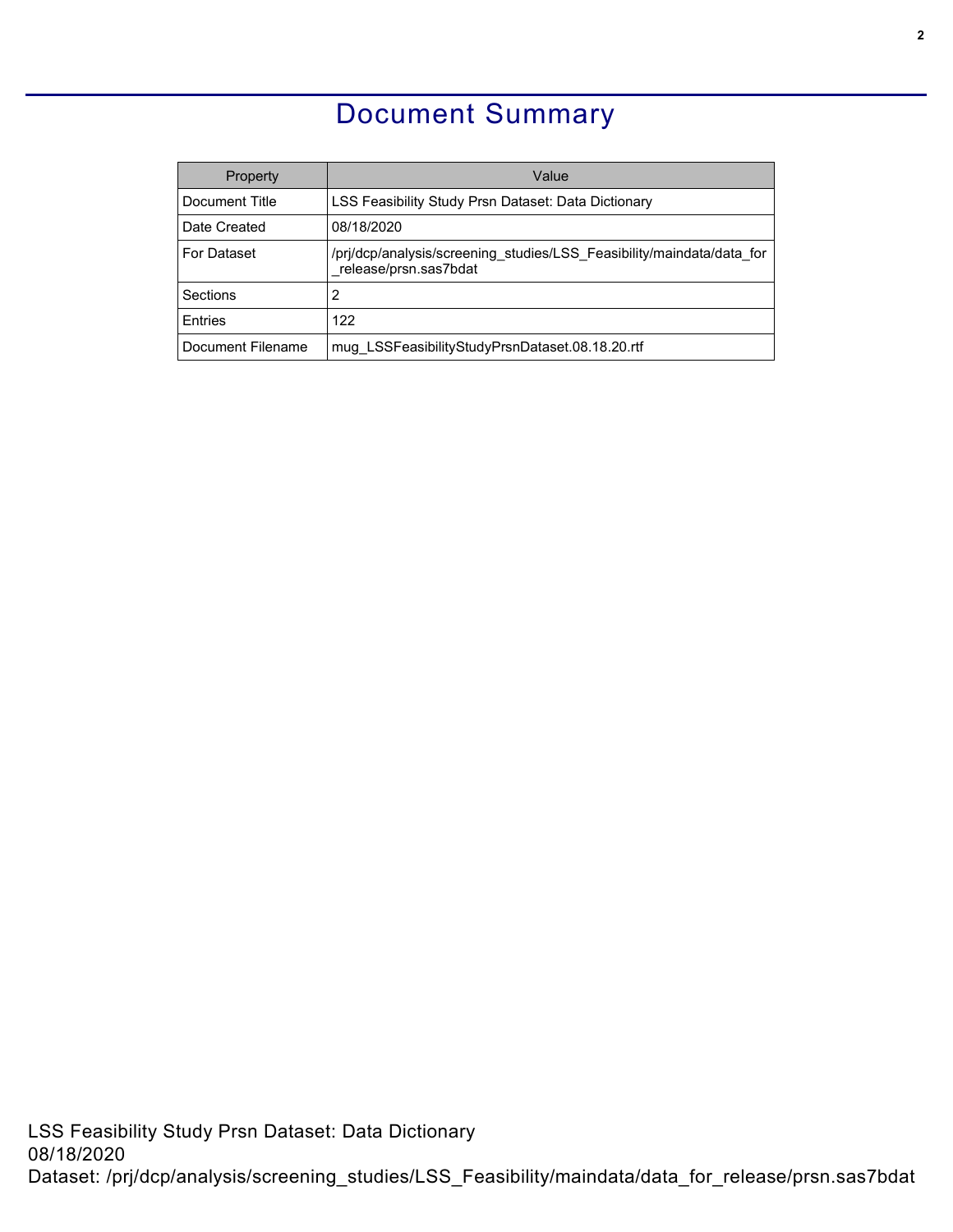# Document Summary

| Property | Value |
|---|---|
| Document Title | LSS Feasibility Study Prsn Dataset: Data Dictionary |
| Date Created | 08/18/2020 |
| For Dataset | /prj/dcp/analysis/screening_studies/LSS_Feasibility/maindata/data_for_release/prsn.sas7bdat |
| Sections | 2 |
| Entries | 122 |
| Document Filename | mug_LSSFeasibilityStudyPrsnDataset.08.18.20.rtf |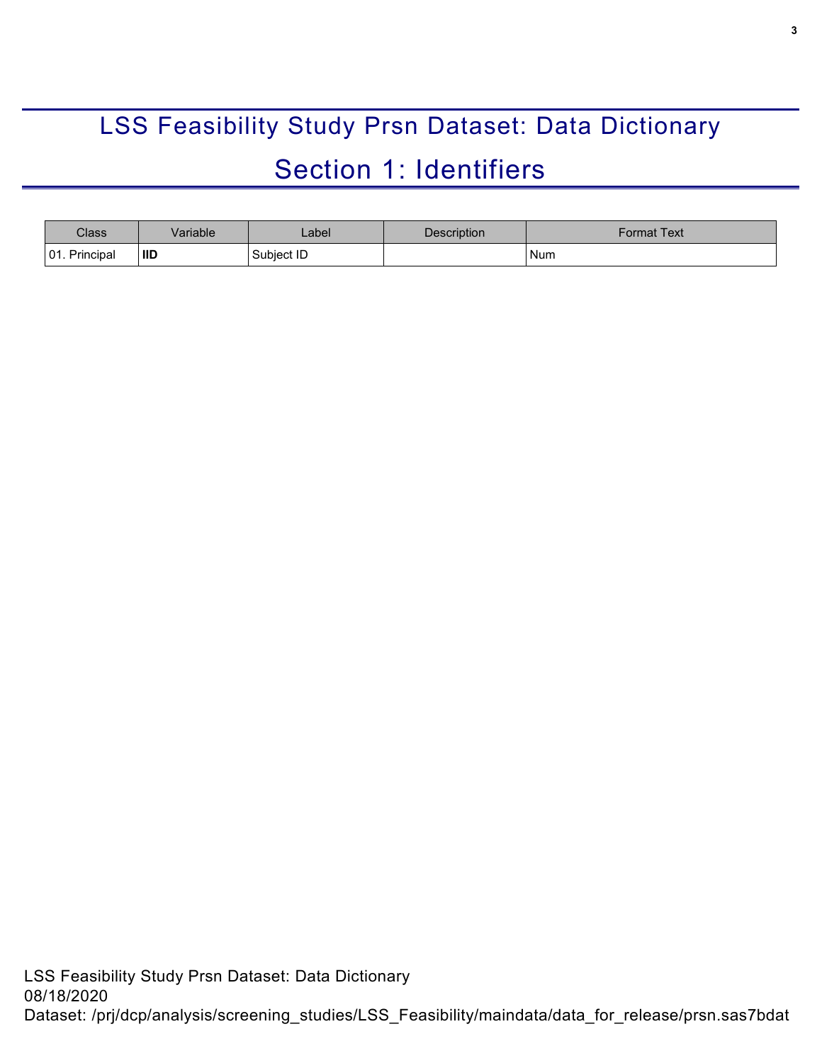# LSS Feasibility Study Prsn Dataset: Data Dictionary

## Section 1: Identifiers

| Class | Variable | Label | Description | Format Text |
|---|---|---|---|---|
| 01. Principal | **IID** | Subject ID | | Num |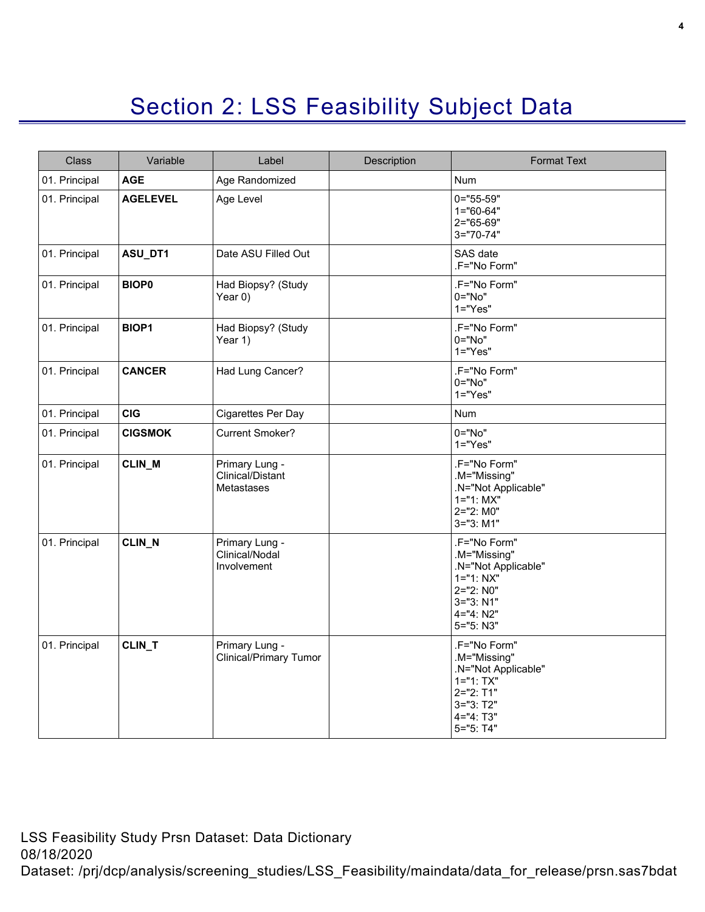# Section 2: LSS Feasibility Subject Data

| Class | Variable | Label | Description | Format Text |
| --- | --- | --- | --- | --- |
| 01. Principal | **AGE** | Age Randomized | | Num |
| 01. Principal | **AGELEVEL** | Age Level | | 0="55-59"<br>1="60-64"<br>2="65-69"<br>3="70-74" |
| 01. Principal | **ASU_DT1** | Date ASU Filled Out | | SAS date<br>.F="No Form" |
| 01. Principal | **BIOP0** | Had Biopsy? (Study Year 0) | | .F="No Form"<br>0="No"<br>1="Yes" |
| 01. Principal | **BIOP1** | Had Biopsy? (Study Year 1) | | .F="No Form"<br>0="No"<br>1="Yes" |
| 01. Principal | **CANCER** | Had Lung Cancer? | | .F="No Form"<br>0="No"<br>1="Yes" |
| 01. Principal | **CIG** | Cigarettes Per Day | | Num |
| 01. Principal | **CIGSMOK** | Current Smoker? | | 0="No"<br>1="Yes" |
| 01. Principal | **CLIN_M** | Primary Lung - Clinical/Distant Metastases | | .F="No Form"<br>.M="Missing"<br>.N="Not Applicable"<br>1="1: MX"<br>2="2: M0"<br>3="3: M1" |
| 01. Principal | **CLIN_N** | Primary Lung - Clinical/Nodal Involvement | | .F="No Form"<br>.M="Missing"<br>.N="Not Applicable"<br>1="1: NX"<br>2="2: N0"<br>3="3: N1"<br>4="4: N2"<br>5="5: N3" |
| 01. Principal | **CLIN_T** | Primary Lung - Clinical/Primary Tumor | | .F="No Form"<br>.M="Missing"<br>.N="Not Applicable"<br>1="1: TX"<br>2="2: T1"<br>3="3: T2"<br>4="4: T3"<br>5="5: T4" |

LSS Feasibility Study Prsn Dataset: Data Dictionary
08/18/2020
Dataset: /prj/dcp/analysis/screening_studies/LSS_Feasibility/maindata/data_for_release/prsn.sas7bdat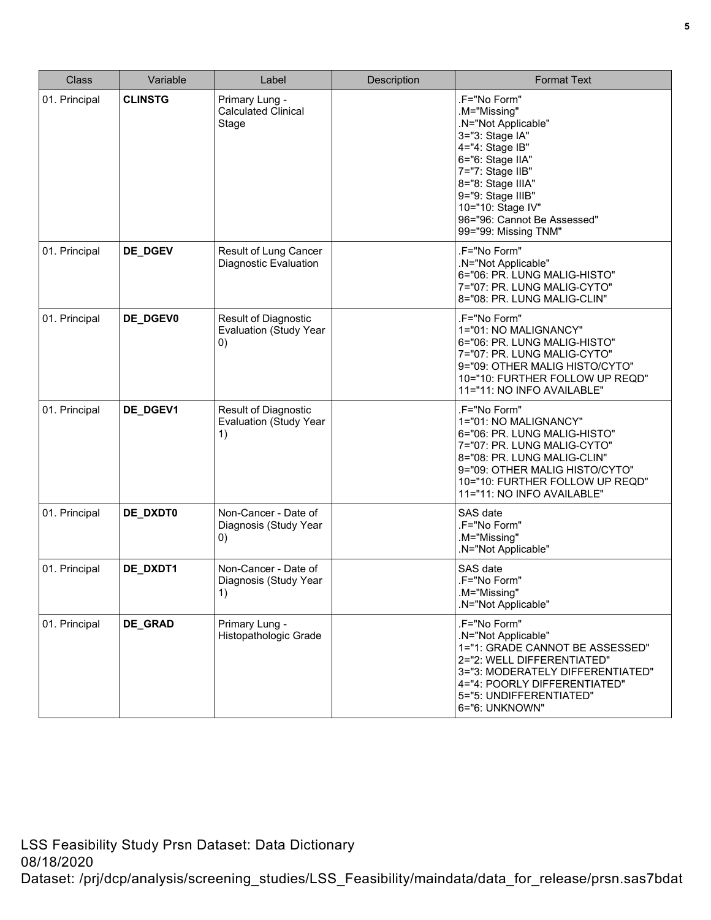| Class | Variable | Label | Description | Format Text |
|---|---|---|---|---|
| 01. Principal | **CLINSTG** | Primary Lung - Calculated Clinical Stage | | .F="No Form"<br>.M="Missing"<br>.N="Not Applicable"<br>3="3: Stage IA"<br>4="4: Stage IB"<br>6="6: Stage IIA"<br>7="7: Stage IIB"<br>8="8: Stage IIIA"<br>9="9: Stage IIIB"<br>10="10: Stage IV"<br>96="96: Cannot Be Assessed"<br>99="99: Missing TNM" |
| 01. Principal | **DE_DGEV** | Result of Lung Cancer Diagnostic Evaluation | | .F="No Form"<br>.N="Not Applicable"<br>6="06: PR. LUNG MALIG-HISTO"<br>7="07: PR. LUNG MALIG-CYTO"<br>8="08: PR. LUNG MALIG-CLIN" |
| 01. Principal | **DE_DGEV0** | Result of Diagnostic Evaluation (Study Year 0) | | .F="No Form"<br>1="01: NO MALIGNANCY"<br>6="06: PR. LUNG MALIG-HISTO"<br>7="07: PR. LUNG MALIG-CYTO"<br>9="09: OTHER MALIG HISTO/CYTO"<br>10="10: FURTHER FOLLOW UP REQD"<br>11="11: NO INFO AVAILABLE" |
| 01. Principal | **DE_DGEV1** | Result of Diagnostic Evaluation (Study Year 1) | | .F="No Form"<br>1="01: NO MALIGNANCY"<br>6="06: PR. LUNG MALIG-HISTO"<br>7="07: PR. LUNG MALIG-CYTO"<br>8="08: PR. LUNG MALIG-CLIN"<br>9="09: OTHER MALIG HISTO/CYTO"<br>10="10: FURTHER FOLLOW UP REQD"<br>11="11: NO INFO AVAILABLE" |
| 01. Principal | **DE_DXDT0** | Non-Cancer - Date of Diagnosis (Study Year 0) | | SAS date<br>.F="No Form"<br>.M="Missing"<br>.N="Not Applicable" |
| 01. Principal | **DE_DXDT1** | Non-Cancer - Date of Diagnosis (Study Year 1) | | SAS date<br>.F="No Form"<br>.M="Missing"<br>.N="Not Applicable" |
| 01. Principal | **DE_GRAD** | Primary Lung - Histopathologic Grade | | .F="No Form"<br>.N="Not Applicable"<br>1="1: GRADE CANNOT BE ASSESSED"<br>2="2: WELL DIFFERENTIATED"<br>3="3: MODERATELY DIFFERENTIATED"<br>4="4: POORLY DIFFERENTIATED"<br>5="5: UNDIFFERENTIATED"<br>6="6: UNKNOWN" |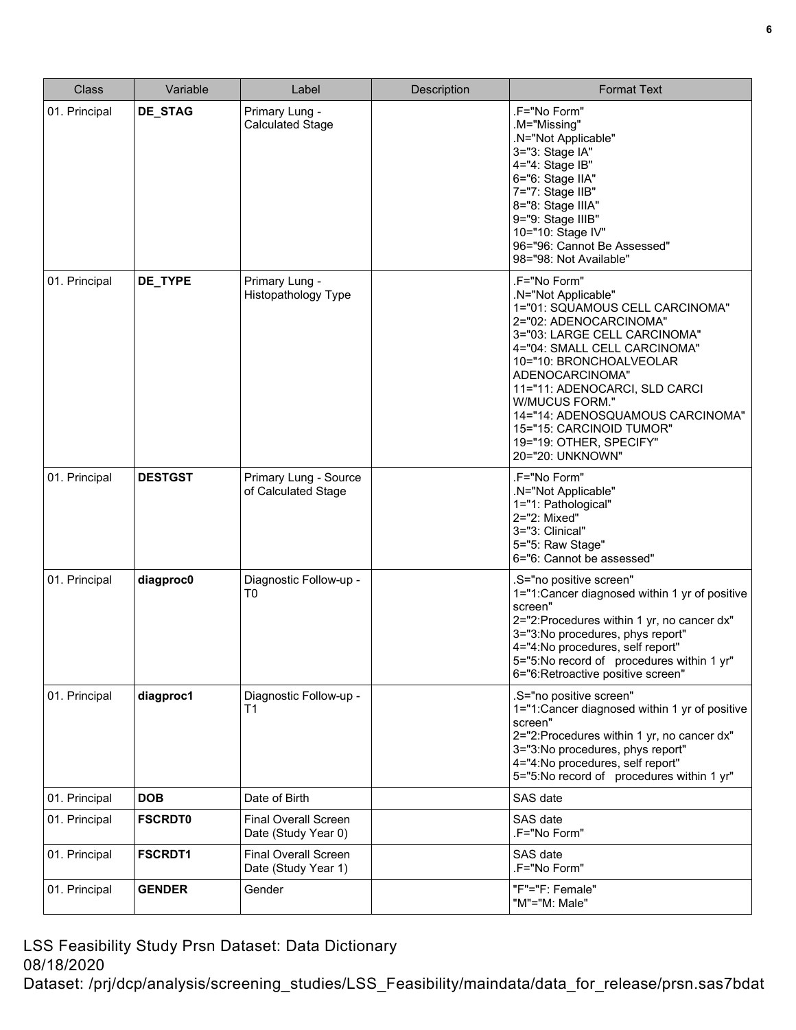| Class | Variable | Label | Description | Format Text |
|---|---|---|---|---|
| 01. Principal | **DE_STAG** | Primary Lung - Calculated Stage | | .F="No Form"<br>.M="Missing"<br>.N="Not Applicable"<br>3="3: Stage IA"<br>4="4: Stage IB"<br>6="6: Stage IIA"<br>7="7: Stage IIB"<br>8="8: Stage IIIA"<br>9="9: Stage IIIB"<br>10="10: Stage IV"<br>96="96: Cannot Be Assessed"<br>98="98: Not Available" |
| 01. Principal | **DE_TYPE** | Primary Lung - Histopathology Type | | .F="No Form"<br>.N="Not Applicable"<br>1="01: SQUAMOUS CELL CARCINOMA"<br>2="02: ADENOCARCINOMA"<br>3="03: LARGE CELL CARCINOMA"<br>4="04: SMALL CELL CARCINOMA"<br>10="10: BRONCHOALVEOLAR ADENOCARCINOMA"<br>11="11: ADENOCARCI, SLD CARCI W/MUCUS FORM."<br>14="14: ADENOSQUAMOUS CARCINOMA"<br>15="15: CARCINOID TUMOR"<br>19="19: OTHER, SPECIFY"<br>20="20: UNKNOWN" |
| 01. Principal | **DESTGST** | Primary Lung - Source of Calculated Stage | | .F="No Form"<br>.N="Not Applicable"<br>1="1: Pathological"<br>2="2: Mixed"<br>3="3: Clinical"<br>5="5: Raw Stage"<br>6="6: Cannot be assessed" |
| 01. Principal | **diagproc0** | Diagnostic Follow-up - T0 | | .S="no positive screen"<br>1="1:Cancer diagnosed within 1 yr of positive screen"<br>2="2:Procedures within 1 yr, no cancer dx"<br>3="3:No procedures, phys report"<br>4="4:No procedures, self report"<br>5="5:No record of procedures within 1 yr"<br>6="6:Retroactive positive screen" |
| 01. Principal | **diagproc1** | Diagnostic Follow-up - T1 | | .S="no positive screen"<br>1="1:Cancer diagnosed within 1 yr of positive screen"<br>2="2:Procedures within 1 yr, no cancer dx"<br>3="3:No procedures, phys report"<br>4="4:No procedures, self report"<br>5="5:No record of procedures within 1 yr" |
| 01. Principal | **DOB** | Date of Birth | | SAS date |
| 01. Principal | **FSCRDT0** | Final Overall Screen Date (Study Year 0) | | SAS date<br>.F="No Form" |
| 01. Principal | **FSCRDT1** | Final Overall Screen Date (Study Year 1) | | SAS date<br>.F="No Form" |
| 01. Principal | **GENDER** | Gender | | "F"="F: Female"<br>"M"="M: Male" |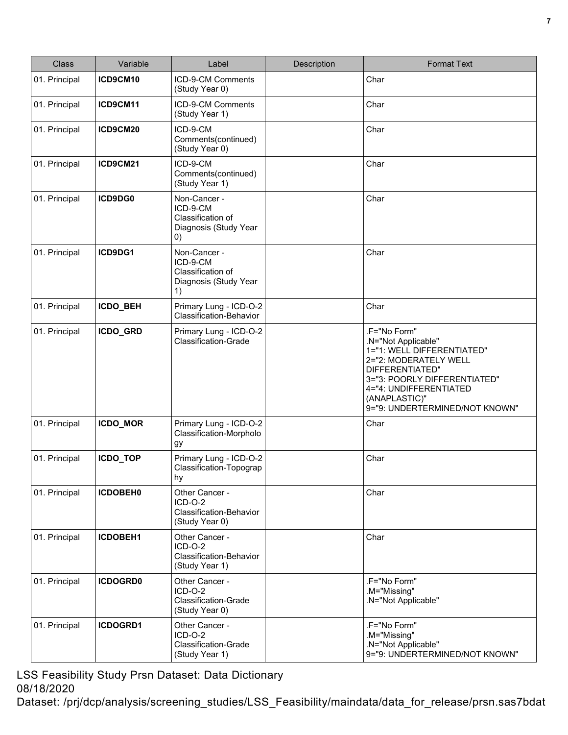| Class | Variable | Label | Description | Format Text |
| --- | --- | --- | --- | --- |
| 01. Principal | **ICD9CM10** | ICD-9-CM Comments (Study Year 0) | | Char |
| 01. Principal | **ICD9CM11** | ICD-9-CM Comments (Study Year 1) | | Char |
| 01. Principal | **ICD9CM20** | ICD-9-CM Comments(continued) (Study Year 0) | | Char |
| 01. Principal | **ICD9CM21** | ICD-9-CM Comments(continued) (Study Year 1) | | Char |
| 01. Principal | **ICD9DG0** | Non-Cancer - ICD-9-CM Classification of Diagnosis (Study Year 0) | | Char |
| 01. Principal | **ICD9DG1** | Non-Cancer - ICD-9-CM Classification of Diagnosis (Study Year 1) | | Char |
| 01. Principal | **ICDO_BEH** | Primary Lung - ICD-O-2 Classification-Behavior | | Char |
| 01. Principal | **ICDO_GRD** | Primary Lung - ICD-O-2 Classification-Grade | | .F="No Form"<br>.N="Not Applicable"<br>1="1: WELL DIFFERENTIATED"<br>2="2: MODERATELY WELL DIFFERENTIATED"<br>3="3: POORLY DIFFERENTIATED"<br>4="4: UNDIFFERENTIATED (ANAPLASTIC)"<br>9="9: UNDERTERMINED/NOT KNOWN" |
| 01. Principal | **ICDO_MOR** | Primary Lung - ICD-O-2 Classification-Morphology | | Char |
| 01. Principal | **ICDO_TOP** | Primary Lung - ICD-O-2 Classification-Topography | | Char |
| 01. Principal | **ICDOBEH0** | Other Cancer - ICD-O-2 Classification-Behavior (Study Year 0) | | Char |
| 01. Principal | **ICDOBEH1** | Other Cancer - ICD-O-2 Classification-Behavior (Study Year 1) | | Char |
| 01. Principal | **ICDOGRD0** | Other Cancer - ICD-O-2 Classification-Grade (Study Year 0) | | .F="No Form"<br>.M="Missing"<br>.N="Not Applicable" |
| 01. Principal | **ICDOGRD1** | Other Cancer - ICD-O-2 Classification-Grade (Study Year 1) | | .F="No Form"<br>.M="Missing"<br>.N="Not Applicable"<br>9="9: UNDERTERMINED/NOT KNOWN" |

LSS Feasibility Study Prsn Dataset: Data Dictionary
08/18/2020
Dataset: /prj/dcp/analysis/screening_studies/LSS_Feasibility/maindata/data_for_release/prsn.sas7bdat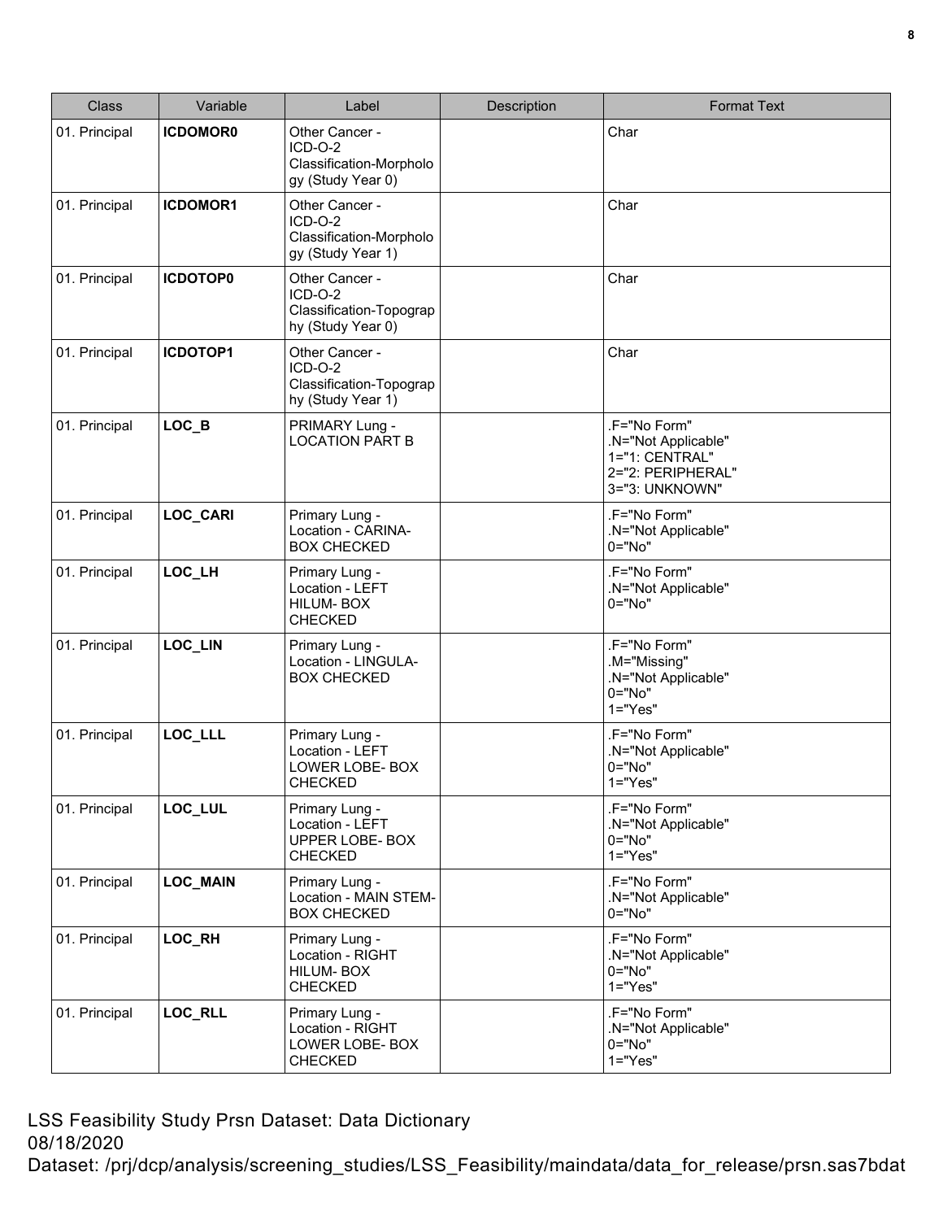| Class | Variable | Label | Description | Format Text |
|---|---|---|---|---|
| 01. Principal | **ICDOMOR0** | Other Cancer - ICD-O-2 Classification-Morphology (Study Year 0) | | Char |
| 01. Principal | **ICDOMOR1** | Other Cancer - ICD-O-2 Classification-Morphology (Study Year 1) | | Char |
| 01. Principal | **ICDOTOP0** | Other Cancer - ICD-O-2 Classification-Topography (Study Year 0) | | Char |
| 01. Principal | **ICDOTOP1** | Other Cancer - ICD-O-2 Classification-Topography (Study Year 1) | | Char |
| 01. Principal | **LOC_B** | PRIMARY Lung - LOCATION PART B | | .F="No Form"<br>.N="Not Applicable"<br>1="1: CENTRAL"<br>2="2: PERIPHERAL"<br>3="3: UNKNOWN" |
| 01. Principal | **LOC_CARI** | Primary Lung - Location - CARINA- BOX CHECKED | | .F="No Form"<br>.N="Not Applicable"<br>0="No" |
| 01. Principal | **LOC_LH** | Primary Lung - Location - LEFT HILUM- BOX CHECKED | | .F="No Form"<br>.N="Not Applicable"<br>0="No" |
| 01. Principal | **LOC_LIN** | Primary Lung - Location - LINGULA- BOX CHECKED | | .F="No Form"<br>.M="Missing"<br>.N="Not Applicable"<br>0="No"<br>1="Yes" |
| 01. Principal | **LOC_LLL** | Primary Lung - Location - LEFT LOWER LOBE- BOX CHECKED | | .F="No Form"<br>.N="Not Applicable"<br>0="No"<br>1="Yes" |
| 01. Principal | **LOC_LUL** | Primary Lung - Location - LEFT UPPER LOBE- BOX CHECKED | | .F="No Form"<br>.N="Not Applicable"<br>0="No"<br>1="Yes" |
| 01. Principal | **LOC_MAIN** | Primary Lung - Location - MAIN STEM- BOX CHECKED | | .F="No Form"<br>.N="Not Applicable"<br>0="No" |
| 01. Principal | **LOC_RH** | Primary Lung - Location - RIGHT HILUM- BOX CHECKED | | .F="No Form"<br>.N="Not Applicable"<br>0="No"<br>1="Yes" |
| 01. Principal | **LOC_RLL** | Primary Lung - Location - RIGHT LOWER LOBE- BOX CHECKED | | .F="No Form"<br>.N="Not Applicable"<br>0="No"<br>1="Yes" |

LSS Feasibility Study Prsn Dataset: Data Dictionary
08/18/2020
Dataset: /prj/dcp/analysis/screening_studies/LSS_Feasibility/maindata/data_for_release/prsn.sas7bdat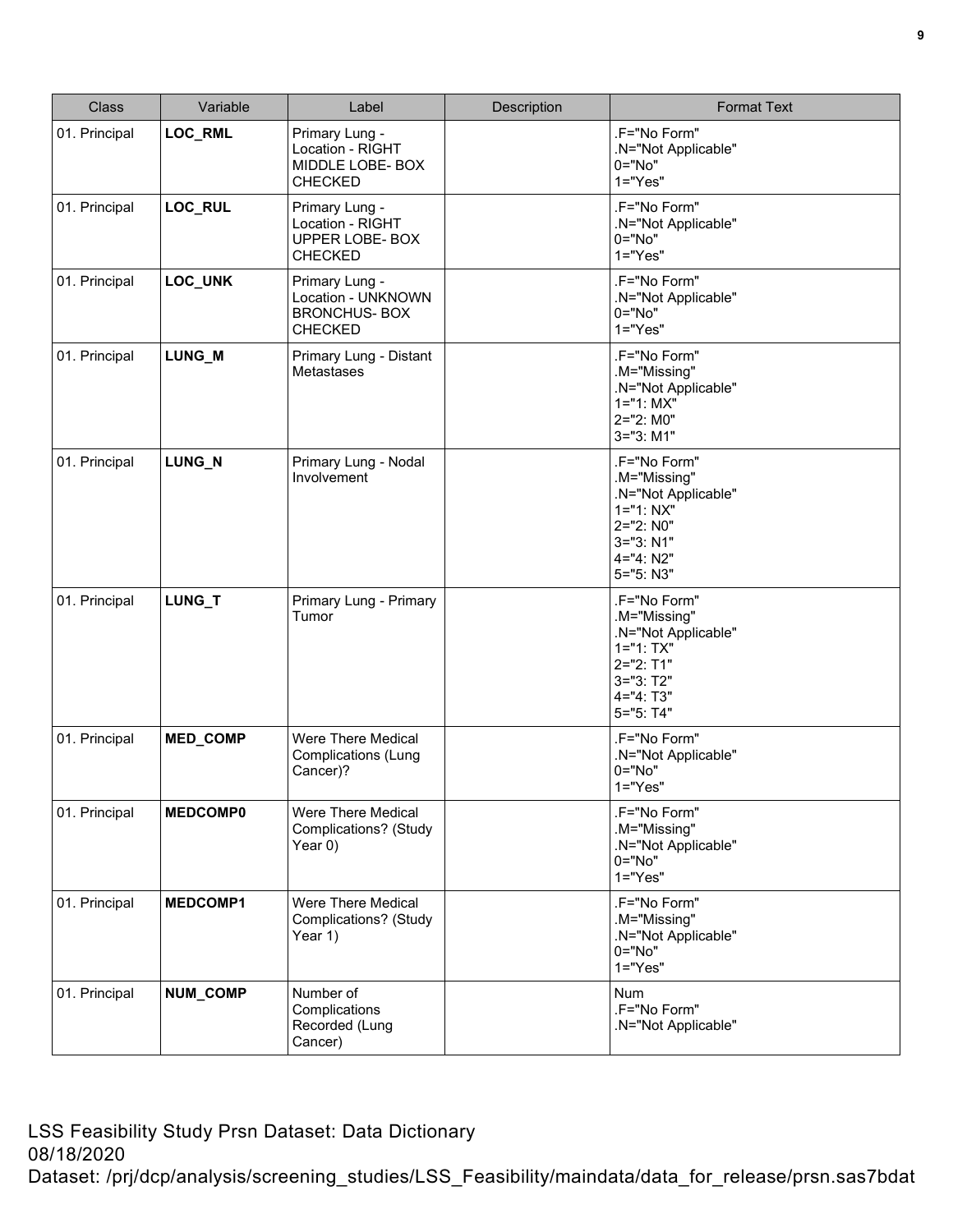| Class | Variable | Label | Description | Format Text |
|---|---|---|---|---|
| 01. Principal | **LOC_RML** | Primary Lung - Location - RIGHT MIDDLE LOBE- BOX CHECKED | | .F="No Form"<br>.N="Not Applicable"<br>0="No"<br>1="Yes" |
| 01. Principal | **LOC_RUL** | Primary Lung - Location - RIGHT UPPER LOBE- BOX CHECKED | | .F="No Form"<br>.N="Not Applicable"<br>0="No"<br>1="Yes" |
| 01. Principal | **LOC_UNK** | Primary Lung - Location - UNKNOWN BRONCHUS- BOX CHECKED | | .F="No Form"<br>.N="Not Applicable"<br>0="No"<br>1="Yes" |
| 01. Principal | **LUNG_M** | Primary Lung - Distant Metastases | | .F="No Form"<br>.M="Missing"<br>.N="Not Applicable"<br>1="1: MX"<br>2="2: M0"<br>3="3: M1" |
| 01. Principal | **LUNG_N** | Primary Lung - Nodal Involvement | | .F="No Form"<br>.M="Missing"<br>.N="Not Applicable"<br>1="1: NX"<br>2="2: N0"<br>3="3: N1"<br>4="4: N2"<br>5="5: N3" |
| 01. Principal | **LUNG_T** | Primary Lung - Primary Tumor | | .F="No Form"<br>.M="Missing"<br>.N="Not Applicable"<br>1="1: TX"<br>2="2: T1"<br>3="3: T2"<br>4="4: T3"<br>5="5: T4" |
| 01. Principal | **MED_COMP** | Were There Medical Complications (Lung Cancer)? | | .F="No Form"<br>.N="Not Applicable"<br>0="No"<br>1="Yes" |
| 01. Principal | **MEDCOMP0** | Were There Medical Complications? (Study Year 0) | | .F="No Form"<br>.M="Missing"<br>.N="Not Applicable"<br>0="No"<br>1="Yes" |
| 01. Principal | **MEDCOMP1** | Were There Medical Complications? (Study Year 1) | | .F="No Form"<br>.M="Missing"<br>.N="Not Applicable"<br>0="No"<br>1="Yes" |
| 01. Principal | **NUM_COMP** | Number of Complications Recorded (Lung Cancer) | | Num<br>.F="No Form"<br>.N="Not Applicable" |

LSS Feasibility Study Prsn Dataset: Data Dictionary
08/18/2020
Dataset: /prj/dcp/analysis/screening_studies/LSS_Feasibility/maindata/data_for_release/prsn.sas7bdat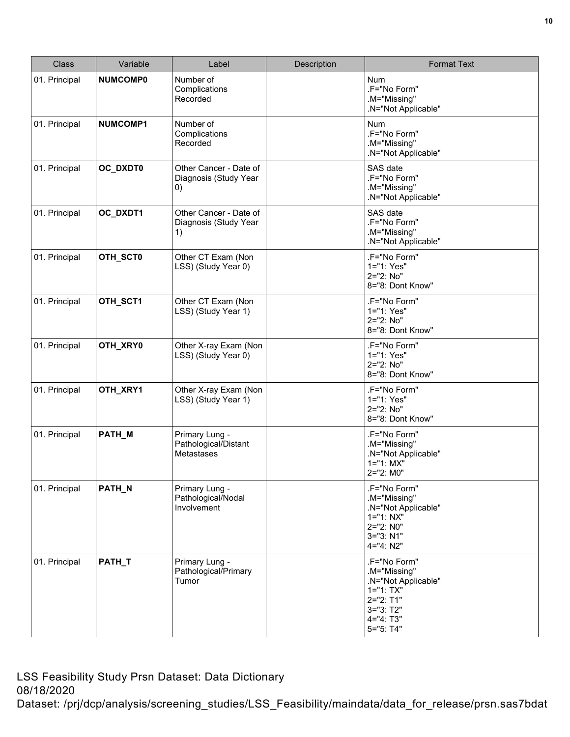| Class | Variable | Label | Description | Format Text |
| --- | --- | --- | --- | --- |
| 01. Principal | **NUMCOMP0** | Number of Complications Recorded | | Num<br>.F="No Form"<br>.M="Missing"<br>.N="Not Applicable" |
| 01. Principal | **NUMCOMP1** | Number of Complications Recorded | | Num<br>.F="No Form"<br>.M="Missing"<br>.N="Not Applicable" |
| 01. Principal | **OC_DXDT0** | Other Cancer - Date of Diagnosis (Study Year 0) | | SAS date<br>.F="No Form"<br>.M="Missing"<br>.N="Not Applicable" |
| 01. Principal | **OC_DXDT1** | Other Cancer - Date of Diagnosis (Study Year 1) | | SAS date<br>.F="No Form"<br>.M="Missing"<br>.N="Not Applicable" |
| 01. Principal | **OTH_SCT0** | Other CT Exam (Non LSS) (Study Year 0) | | .F="No Form"<br>1="1: Yes"<br>2="2: No"<br>8="8: Dont Know" |
| 01. Principal | **OTH_SCT1** | Other CT Exam (Non LSS) (Study Year 1) | | .F="No Form"<br>1="1: Yes"<br>2="2: No"<br>8="8: Dont Know" |
| 01. Principal | **OTH_XRY0** | Other X-ray Exam (Non LSS) (Study Year 0) | | .F="No Form"<br>1="1: Yes"<br>2="2: No"<br>8="8: Dont Know" |
| 01. Principal | **OTH_XRY1** | Other X-ray Exam (Non LSS) (Study Year 1) | | .F="No Form"<br>1="1: Yes"<br>2="2: No"<br>8="8: Dont Know" |
| 01. Principal | **PATH_M** | Primary Lung - Pathological/Distant Metastases | | .F="No Form"<br>.M="Missing"<br>.N="Not Applicable"<br>1="1: MX"<br>2="2: M0" |
| 01. Principal | **PATH_N** | Primary Lung - Pathological/Nodal Involvement | | .F="No Form"<br>.M="Missing"<br>.N="Not Applicable"<br>1="1: NX"<br>2="2: N0"<br>3="3: N1"<br>4="4: N2" |
| 01. Principal | **PATH_T** | Primary Lung - Pathological/Primary Tumor | | .F="No Form"<br>.M="Missing"<br>.N="Not Applicable"<br>1="1: TX"<br>2="2: T1"<br>3="3: T2"<br>4="4: T3"<br>5="5: T4" |

LSS Feasibility Study Prsn Dataset: Data Dictionary
08/18/2020
Dataset: /prj/dcp/analysis/screening_studies/LSS_Feasibility/maindata/data_for_release/prsn.sas7bdat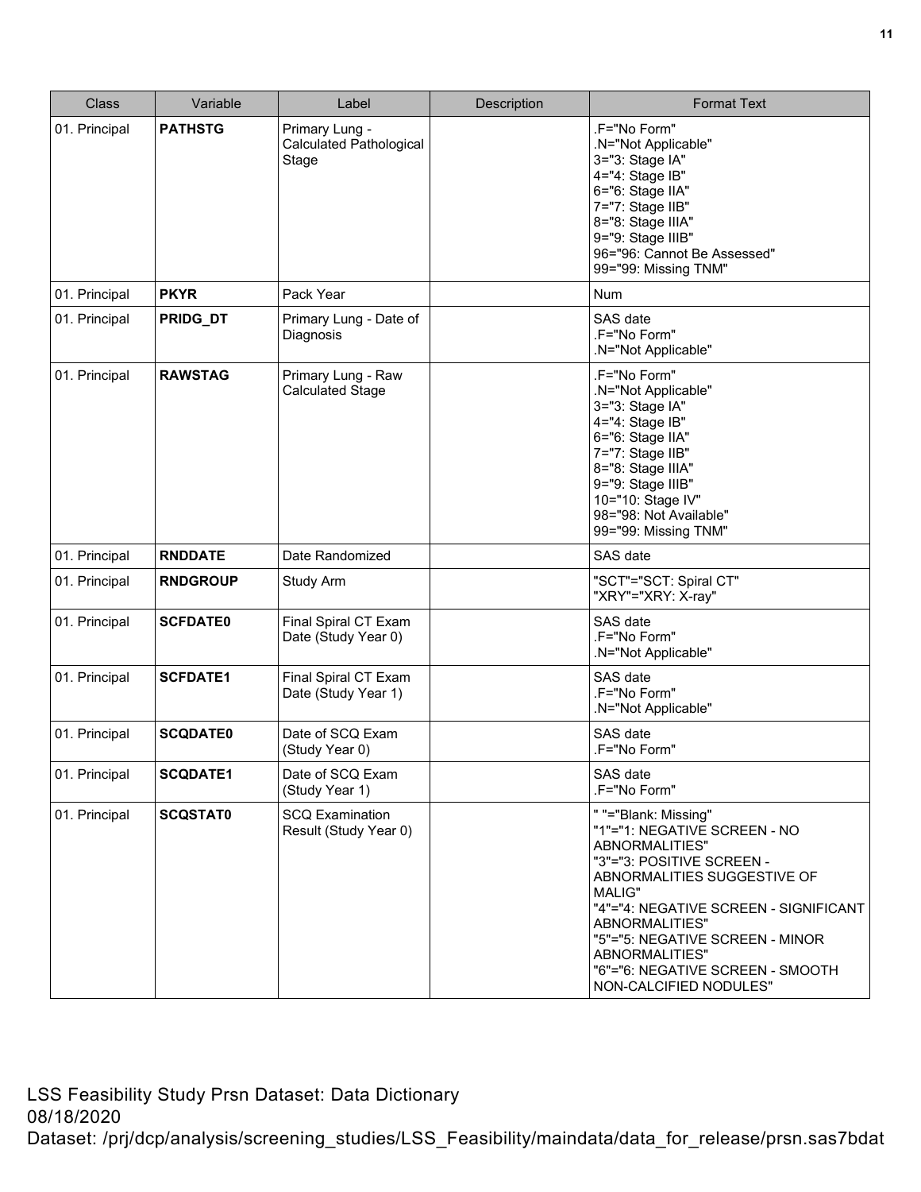| Class | Variable | Label | Description | Format Text |
|---|---|---|---|---|
| 01. Principal | **PATHSTG** | Primary Lung - Calculated Pathological Stage | | .F="No Form"<br>.N="Not Applicable"<br>3="3: Stage IA"<br>4="4: Stage IB"<br>6="6: Stage IIA"<br>7="7: Stage IIB"<br>8="8: Stage IIIA"<br>9="9: Stage IIIB"<br>96="96: Cannot Be Assessed"<br>99="99: Missing TNM" |
| 01. Principal | **PKYR** | Pack Year | | Num |
| 01. Principal | **PRIDG_DT** | Primary Lung - Date of Diagnosis | | SAS date<br>.F="No Form"<br>.N="Not Applicable" |
| 01. Principal | **RAWSTAG** | Primary Lung - Raw Calculated Stage | | .F="No Form"<br>.N="Not Applicable"<br>3="3: Stage IA"<br>4="4: Stage IB"<br>6="6: Stage IIA"<br>7="7: Stage IIB"<br>8="8: Stage IIIA"<br>9="9: Stage IIIB"<br>10="10: Stage IV"<br>98="98: Not Available"<br>99="99: Missing TNM" |
| 01. Principal | **RNDDATE** | Date Randomized | | SAS date |
| 01. Principal | **RNDGROUP** | Study Arm | | "SCT"="SCT: Spiral CT"<br>"XRY"="XRY: X-ray" |
| 01. Principal | **SCFDATE0** | Final Spiral CT Exam Date (Study Year 0) | | SAS date<br>.F="No Form"<br>.N="Not Applicable" |
| 01. Principal | **SCFDATE1** | Final Spiral CT Exam Date (Study Year 1) | | SAS date<br>.F="No Form"<br>.N="Not Applicable" |
| 01. Principal | **SCQDATE0** | Date of SCQ Exam (Study Year 0) | | SAS date<br>.F="No Form" |
| 01. Principal | **SCQDATE1** | Date of SCQ Exam (Study Year 1) | | SAS date<br>.F="No Form" |
| 01. Principal | **SCQSTAT0** | SCQ Examination Result (Study Year 0) | | " "="Blank: Missing"<br>"1"="1: NEGATIVE SCREEN - NO ABNORMALITIES"<br>"3"="3: POSITIVE SCREEN - ABNORMALITIES SUGGESTIVE OF MALIG"<br>"4"="4: NEGATIVE SCREEN - SIGNIFICANT ABNORMALITIES"<br>"5"="5: NEGATIVE SCREEN - MINOR ABNORMALITIES"<br>"6"="6: NEGATIVE SCREEN - SMOOTH NON-CALCIFIED NODULES" |

LSS Feasibility Study Prsn Dataset: Data Dictionary
08/18/2020
Dataset: /prj/dcp/analysis/screening_studies/LSS_Feasibility/maindata/data_for_release/prsn.sas7bdat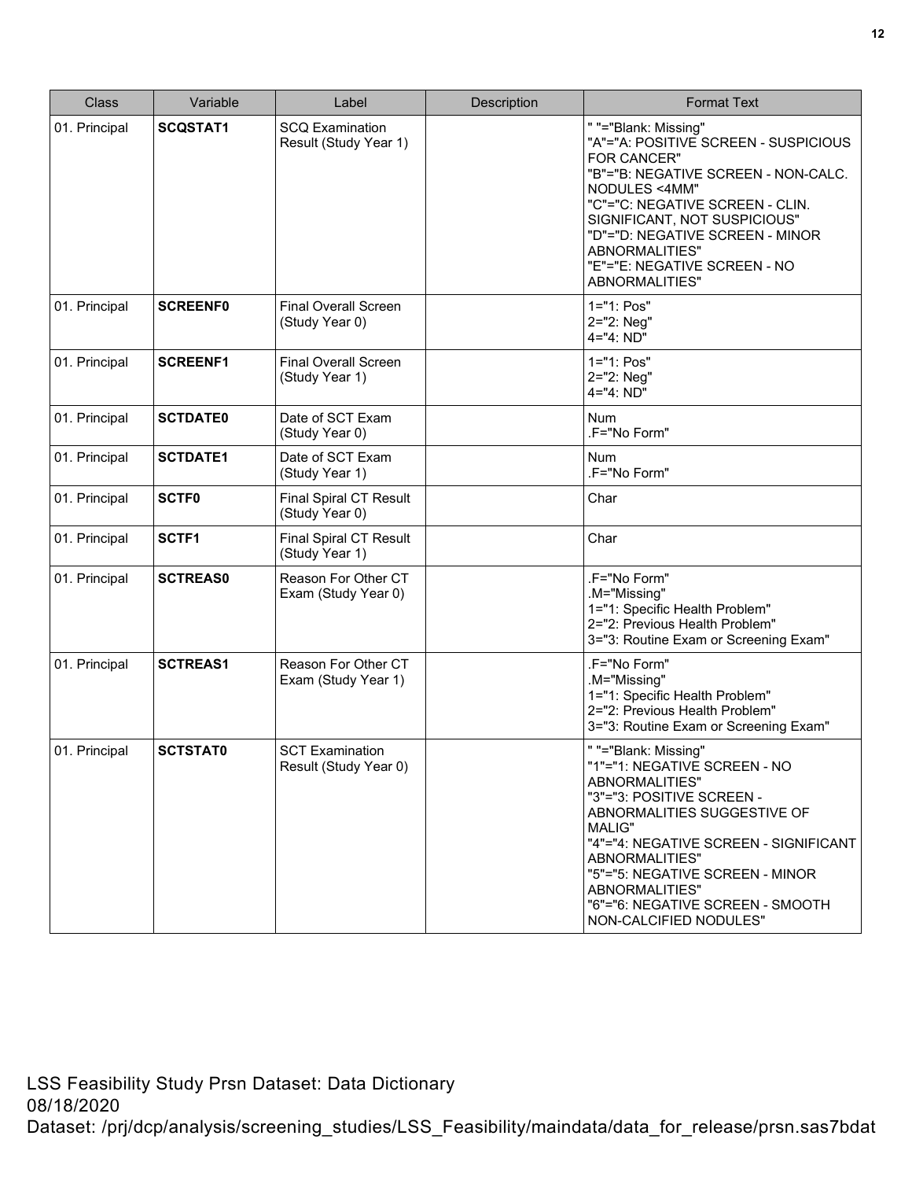| Class | Variable | Label | Description | Format Text |
| --- | --- | --- | --- | --- |
| 01. Principal | **SCQSTAT1** | SCQ Examination Result (Study Year 1) | | " "="Blank: Missing"<br>"A"="A: POSITIVE SCREEN - SUSPICIOUS FOR CANCER"<br>"B"="B: NEGATIVE SCREEN - NON-CALC. NODULES <4MM"<br>"C"="C: NEGATIVE SCREEN - CLIN. SIGNIFICANT, NOT SUSPICIOUS"<br>"D"="D: NEGATIVE SCREEN - MINOR ABNORMALITIES"<br>"E"="E: NEGATIVE SCREEN - NO ABNORMALITIES" |
| 01. Principal | **SCREENF0** | Final Overall Screen (Study Year 0) | | 1="1: Pos"<br>2="2: Neg"<br>4="4: ND" |
| 01. Principal | **SCREENF1** | Final Overall Screen (Study Year 1) | | 1="1: Pos"<br>2="2: Neg"<br>4="4: ND" |
| 01. Principal | **SCTDATE0** | Date of SCT Exam (Study Year 0) | | Num<br>.F="No Form" |
| 01. Principal | **SCTDATE1** | Date of SCT Exam (Study Year 1) | | Num<br>.F="No Form" |
| 01. Principal | **SCTF0** | Final Spiral CT Result (Study Year 0) | | Char |
| 01. Principal | **SCTF1** | Final Spiral CT Result (Study Year 1) | | Char |
| 01. Principal | **SCTREAS0** | Reason For Other CT Exam (Study Year 0) | | .F="No Form"<br>.M="Missing"<br>1="1: Specific Health Problem"<br>2="2: Previous Health Problem"<br>3="3: Routine Exam or Screening Exam" |
| 01. Principal | **SCTREAS1** | Reason For Other CT Exam (Study Year 1) | | .F="No Form"<br>.M="Missing"<br>1="1: Specific Health Problem"<br>2="2: Previous Health Problem"<br>3="3: Routine Exam or Screening Exam" |
| 01. Principal | **SCTSTAT0** | SCT Examination Result (Study Year 0) | | " "="Blank: Missing"<br>"1"="1: NEGATIVE SCREEN - NO ABNORMALITIES"<br>"3"="3: POSITIVE SCREEN - ABNORMALITIES SUGGESTIVE OF MALIG"<br>"4"="4: NEGATIVE SCREEN - SIGNIFICANT ABNORMALITIES"<br>"5"="5: NEGATIVE SCREEN - MINOR ABNORMALITIES"<br>"6"="6: NEGATIVE SCREEN - SMOOTH NON-CALCIFIED NODULES" |

LSS Feasibility Study Prsn Dataset: Data Dictionary
08/18/2020
Dataset: /prj/dcp/analysis/screening_studies/LSS_Feasibility/maindata/data_for_release/prsn.sas7bdat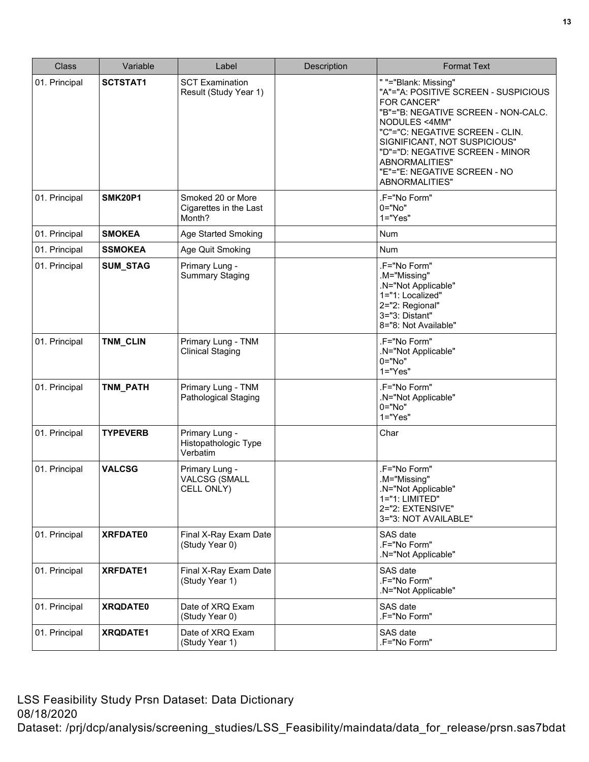| Class | Variable | Label | Description | Format Text |
| --- | --- | --- | --- | --- |
| 01. Principal | **SCTSTAT1** | SCT Examination Result (Study Year 1) | | " "="Blank: Missing"<br>"A"="A: POSITIVE SCREEN - SUSPICIOUS FOR CANCER"<br>"B"="B: NEGATIVE SCREEN - NON-CALC. NODULES <4MM"<br>"C"="C: NEGATIVE SCREEN - CLIN. SIGNIFICANT, NOT SUSPICIOUS"<br>"D"="D: NEGATIVE SCREEN - MINOR ABNORMALITIES"<br>"E"="E: NEGATIVE SCREEN - NO ABNORMALITIES" |
| 01. Principal | **SMK20P1** | Smoked 20 or More Cigarettes in the Last Month? | | .F="No Form"<br>0="No"<br>1="Yes" |
| 01. Principal | **SMOKEA** | Age Started Smoking | | Num |
| 01. Principal | **SSMOKEA** | Age Quit Smoking | | Num |
| 01. Principal | **SUM_STAG** | Primary Lung - Summary Staging | | .F="No Form"<br>.M="Missing"<br>.N="Not Applicable"<br>1="1: Localized"<br>2="2: Regional"<br>3="3: Distant"<br>8="8: Not Available" |
| 01. Principal | **TNM_CLIN** | Primary Lung - TNM Clinical Staging | | .F="No Form"<br>.N="Not Applicable"<br>0="No"<br>1="Yes" |
| 01. Principal | **TNM_PATH** | Primary Lung - TNM Pathological Staging | | .F="No Form"<br>.N="Not Applicable"<br>0="No"<br>1="Yes" |
| 01. Principal | **TYPEVERB** | Primary Lung - Histopathologic Type Verbatim | | Char |
| 01. Principal | **VALCSG** | Primary Lung - VALCSG (SMALL CELL ONLY) | | .F="No Form"<br>.M="Missing"<br>.N="Not Applicable"<br>1="1: LIMITED"<br>2="2: EXTENSIVE"<br>3="3: NOT AVAILABLE" |
| 01. Principal | **XRFDATE0** | Final X-Ray Exam Date (Study Year 0) | | SAS date<br>.F="No Form"<br>.N="Not Applicable" |
| 01. Principal | **XRFDATE1** | Final X-Ray Exam Date (Study Year 1) | | SAS date<br>.F="No Form"<br>.N="Not Applicable" |
| 01. Principal | **XRQDATE0** | Date of XRQ Exam (Study Year 0) | | SAS date<br>.F="No Form" |
| 01. Principal | **XRQDATE1** | Date of XRQ Exam (Study Year 1) | | SAS date<br>.F="No Form" |

LSS Feasibility Study Prsn Dataset: Data Dictionary
08/18/2020
Dataset: /prj/dcp/analysis/screening_studies/LSS_Feasibility/maindata/data_for_release/prsn.sas7bdat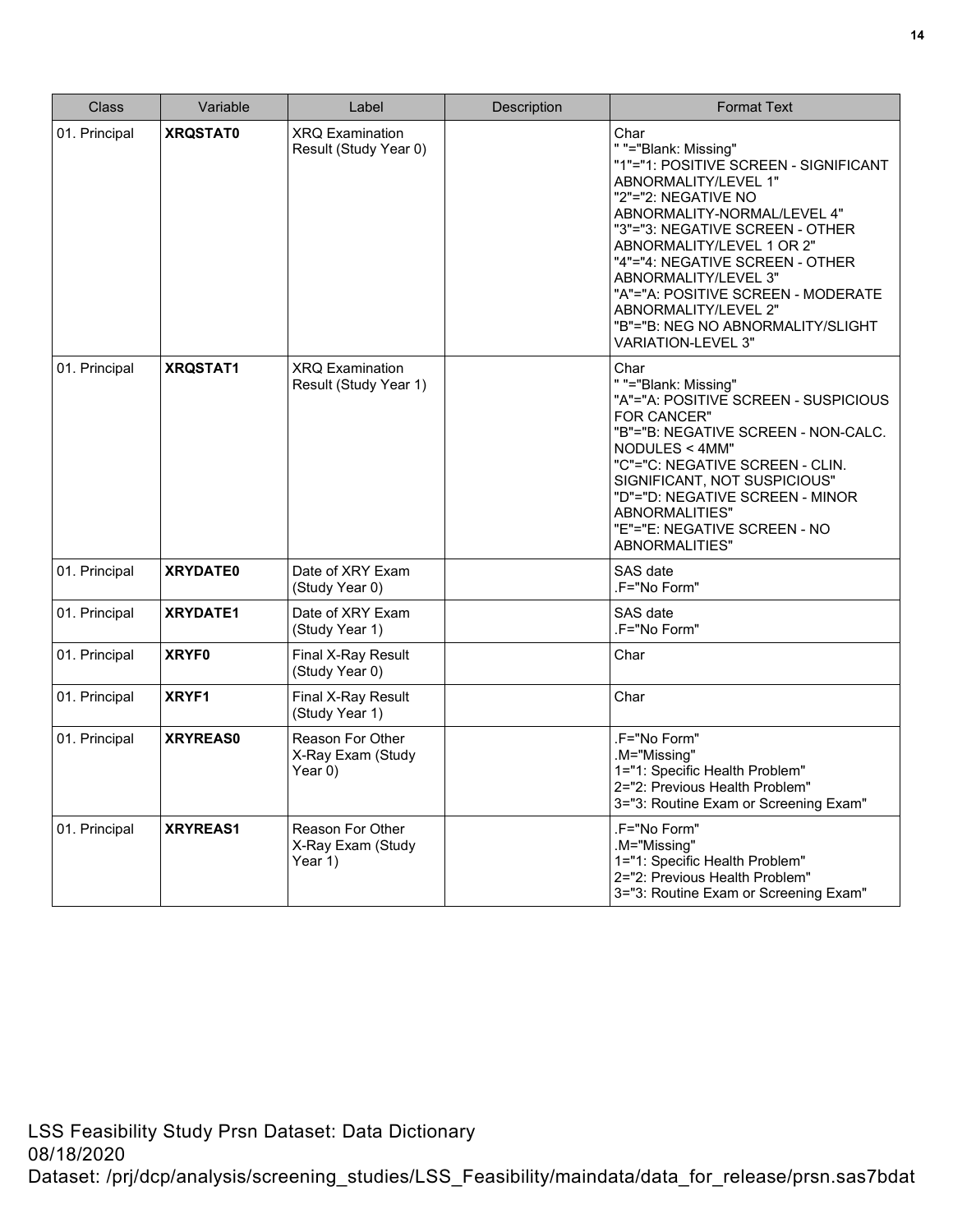| Class | Variable | Label | Description | Format Text |
|---|---|---|---|---|
| 01. Principal | **XRQSTAT0** | XRQ Examination Result (Study Year 0) | | Char<br>" "="Blank: Missing"<br>"1"="1: POSITIVE SCREEN - SIGNIFICANT ABNORMALITY/LEVEL 1"<br>"2"="2: NEGATIVE NO ABNORMALITY-NORMAL/LEVEL 4"<br>"3"="3: NEGATIVE SCREEN - OTHER ABNORMALITY/LEVEL 1 OR 2"<br>"4"="4: NEGATIVE SCREEN - OTHER ABNORMALITY/LEVEL 3"<br>"A"="A: POSITIVE SCREEN - MODERATE ABNORMALITY/LEVEL 2"<br>"B"="B: NEG NO ABNORMALITY/SLIGHT VARIATION-LEVEL 3" |
| 01. Principal | **XRQSTAT1** | XRQ Examination Result (Study Year 1) | | Char<br>" "="Blank: Missing"<br>"A"="A: POSITIVE SCREEN - SUSPICIOUS FOR CANCER"<br>"B"="B: NEGATIVE SCREEN - NON-CALC. NODULES < 4MM"<br>"C"="C: NEGATIVE SCREEN - CLIN. SIGNIFICANT, NOT SUSPICIOUS"<br>"D"="D: NEGATIVE SCREEN - MINOR ABNORMALITIES"<br>"E"="E: NEGATIVE SCREEN - NO ABNORMALITIES" |
| 01. Principal | **XRYDATE0** | Date of XRY Exam (Study Year 0) | | SAS date<br>.F="No Form" |
| 01. Principal | **XRYDATE1** | Date of XRY Exam (Study Year 1) | | SAS date<br>.F="No Form" |
| 01. Principal | **XRYF0** | Final X-Ray Result (Study Year 0) | | Char |
| 01. Principal | **XRYF1** | Final X-Ray Result (Study Year 1) | | Char |
| 01. Principal | **XRYREAS0** | Reason For Other X-Ray Exam (Study Year 0) | | .F="No Form"<br>.M="Missing"<br>1="1: Specific Health Problem"<br>2="2: Previous Health Problem"<br>3="3: Routine Exam or Screening Exam" |
| 01. Principal | **XRYREAS1** | Reason For Other X-Ray Exam (Study Year 1) | | .F="No Form"<br>.M="Missing"<br>1="1: Specific Health Problem"<br>2="2: Previous Health Problem"<br>3="3: Routine Exam or Screening Exam" |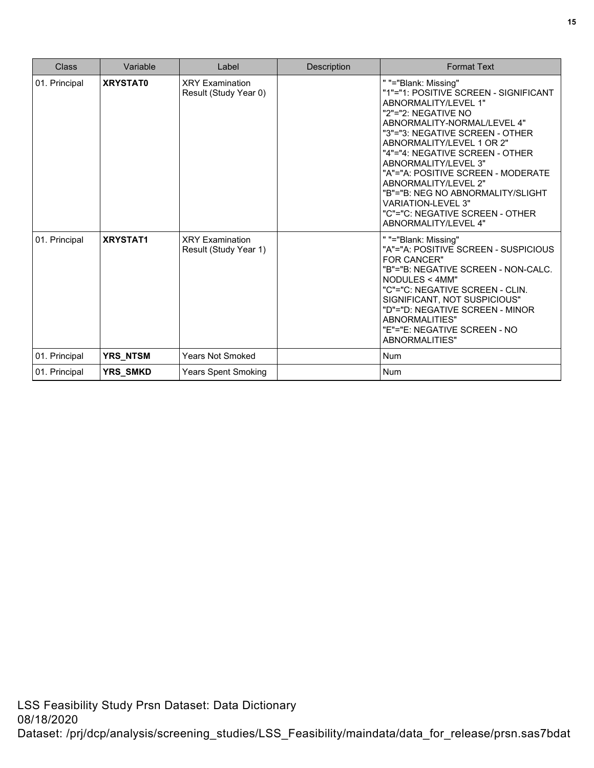| Class | Variable | Label | Description | Format Text |
|---|---|---|---|---|
| 01. Principal | **XRYSTAT0** | XRY Examination Result (Study Year 0) | | " "="Blank: Missing"<br>"1"="1: POSITIVE SCREEN - SIGNIFICANT ABNORMALITY/LEVEL 1"<br>"2"="2: NEGATIVE NO ABNORMALITY-NORMAL/LEVEL 4"<br>"3"="3: NEGATIVE SCREEN - OTHER ABNORMALITY/LEVEL 1 OR 2"<br>"4"="4: NEGATIVE SCREEN - OTHER ABNORMALITY/LEVEL 3"<br>"A"="A: POSITIVE SCREEN - MODERATE ABNORMALITY/LEVEL 2"<br>"B"="B: NEG NO ABNORMALITY/SLIGHT VARIATION-LEVEL 3"<br>"C"="C: NEGATIVE SCREEN - OTHER ABNORMALITY/LEVEL 4" |
| 01. Principal | **XRYSTAT1** | XRY Examination Result (Study Year 1) | | " "="Blank: Missing"<br>"A"="A: POSITIVE SCREEN - SUSPICIOUS FOR CANCER"<br>"B"="B: NEGATIVE SCREEN - NON-CALC. NODULES < 4MM"<br>"C"="C: NEGATIVE SCREEN - CLIN. SIGNIFICANT, NOT SUSPICIOUS"<br>"D"="D: NEGATIVE SCREEN - MINOR ABNORMALITIES"<br>"E"="E: NEGATIVE SCREEN - NO ABNORMALITIES" |
| 01. Principal | **YRS_NTSM** | Years Not Smoked | | Num |
| 01. Principal | **YRS_SMKD** | Years Spent Smoking | | Num |